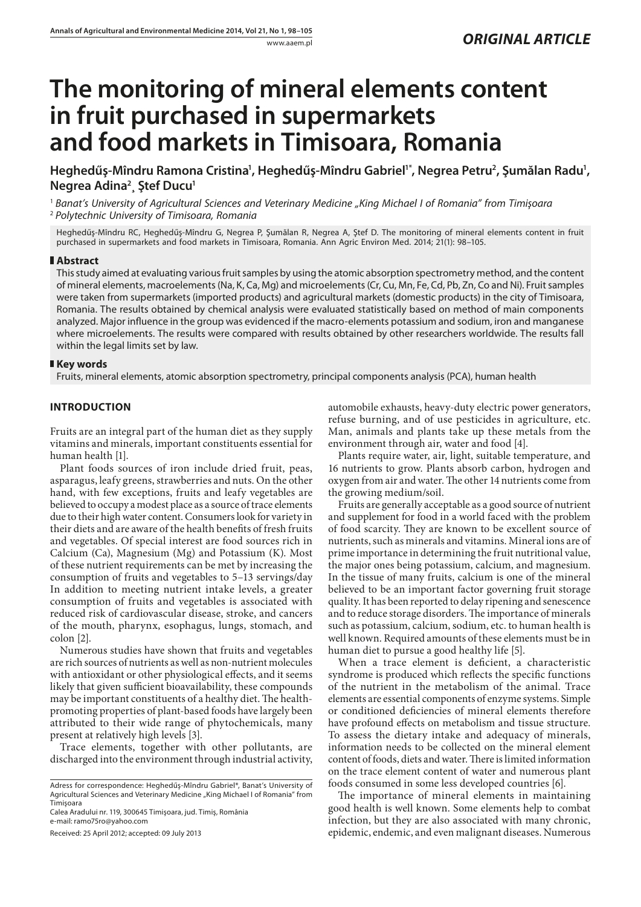*ORIGINAL ARTICLE*

# The monitoring of mineral elements content in fruit purchased in supermarkets and food markets in Timisoara, Romania

**Heghedűş-Mîndru Ramona Cristina[1], Heghedűş-Mîndru Gabriel[1*], Negrea Petru[2], Şumălan Radu[1], Negrea Adina[2], Ştef Ducu[1]**

[1] *Banat's University of Agricultural Sciences and Veterinary Medicine „King Michael I of Romania" from Timişoara*
[2] *Polytechnic University of Timisoara, Romania*

Heghedűş-Mîndru RC, Heghedűş-Mîndru G, Negrea P, Şumălan R, Negrea A, Ştef D. The monitoring of mineral elements content in fruit purchased in supermarkets and food markets in Timisoara, Romania. Ann Agric Environ Med. 2014; 21(1): 98–105.

## Abstract

This study aimed at evaluating various fruit samples by using the atomic absorption spectrometry method, and the content of mineral elements, macroelements (Na, K, Ca, Mg) and microelements (Cr, Cu, Mn, Fe, Cd, Pb, Zn, Co and Ni). Fruit samples were taken from supermarkets (imported products) and agricultural markets (domestic products) in the city of Timisoara, Romania. The results obtained by chemical analysis were evaluated statistically based on method of main components analyzed. Major influence in the group was evidenced if the macro-elements potassium and sodium, iron and manganese where microelements. The results were compared with results obtained by other researchers worldwide. The results fall within the legal limits set by law.

## Key words

Fruits, mineral elements, atomic absorption spectrometry, principal components analysis (PCA), human health

## INTRODUCTION

Fruits are an integral part of the human diet as they supply vitamins and minerals, important constituents essential for human health [1].

Plant foods sources of iron include dried fruit, peas, asparagus, leafy greens, strawberries and nuts. On the other hand, with few exceptions, fruits and leafy vegetables are believed to occupy a modest place as a source of trace elements due to their high water content. Consumers look for variety in their diets and are aware of the health benefits of fresh fruits and vegetables. Of special interest are food sources rich in Calcium (Ca), Magnesium (Mg) and Potassium (K). Most of these nutrient requirements can be met by increasing the consumption of fruits and vegetables to 5–13 servings/day In addition to meeting nutrient intake levels, a greater consumption of fruits and vegetables is associated with reduced risk of cardiovascular disease, stroke, and cancers of the mouth, pharynx, esophagus, lungs, stomach, and colon [2].

Numerous studies have shown that fruits and vegetables are rich sources of nutrients as well as non-nutrient molecules with antioxidant or other physiological effects, and it seems likely that given sufficient bioavailability, these compounds may be important constituents of a healthy diet. The health-promoting properties of plant-based foods have largely been attributed to their wide range of phytochemicals, many present at relatively high levels [3].

Trace elements, together with other pollutants, are discharged into the environment through industrial activity, automobile exhausts, heavy-duty electric power generators, refuse burning, and of use pesticides in agriculture, etc. Man, animals and plants take up these metals from the environment through air, water and food [4].

Plants require water, air, light, suitable temperature, and 16 nutrients to grow. Plants absorb carbon, hydrogen and oxygen from air and water. The other 14 nutrients come from the growing medium/soil.

Fruits are generally acceptable as a good source of nutrient and supplement for food in a world faced with the problem of food scarcity. They are known to be excellent source of nutrients, such as minerals and vitamins. Mineral ions are of prime importance in determining the fruit nutritional value, the major ones being potassium, calcium, and magnesium. In the tissue of many fruits, calcium is one of the mineral believed to be an important factor governing fruit storage quality. It has been reported to delay ripening and senescence and to reduce storage disorders. The importance of minerals such as potassium, calcium, sodium, etc. to human health is well known. Required amounts of these elements must be in human diet to pursue a good healthy life [5].

When a trace element is deficient, a characteristic syndrome is produced which reflects the specific functions of the nutrient in the metabolism of the animal. Trace elements are essential components of enzyme systems. Simple or conditioned deficiencies of mineral elements therefore have profound effects on metabolism and tissue structure. To assess the dietary intake and adequacy of minerals, information needs to be collected on the mineral element content of foods, diets and water. There is limited information on the trace element content of water and numerous plant foods consumed in some less developed countries [6].

The importance of mineral elements in maintaining good health is well known. Some elements help to combat infection, but they are also associated with many chronic, epidemic, endemic, and even malignant diseases. Numerous

---

Adress for correspondence: Heghedűş-Mîndru Gabriel*, Banat's University of Agricultural Sciences and Veterinary Medicine „King Michael I of Romania" from Timişoara
Calea Aradului nr. 119, 300645 Timişoara, jud. Timiş, România
e-mail: ramo75ro@yahoo.com

Received: 25 April 2012; accepted: 09 July 2013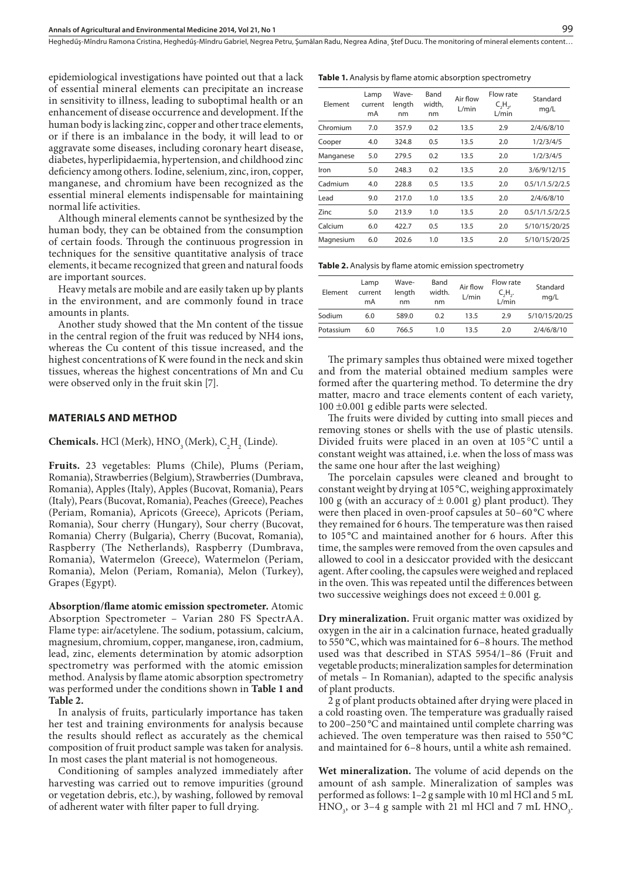epidemiological investigations have pointed out that a lack of essential mineral elements can precipitate an increase in sensitivity to illness, leading to suboptimal health or an enhancement of disease occurrence and development. If the human body is lacking zinc, copper and other trace elements, or if there is an imbalance in the body, it will lead to or aggravate some diseases, including coronary heart disease, diabetes, hyperlipidaemia, hypertension, and childhood zinc deficiency among others. Iodine, selenium, zinc, iron, copper, manganese, and chromium have been recognized as the essential mineral elements indispensable for maintaining normal life activities.

Although mineral elements cannot be synthesized by the human body, they can be obtained from the consumption of certain foods. Through the continuous progression in techniques for the sensitive quantitative analysis of trace elements, it became recognized that green and natural foods are important sources.

Heavy metals are mobile and are easily taken up by plants in the environment, and are commonly found in trace amounts in plants.

Another study showed that the Mn content of the tissue in the central region of the fruit was reduced by NH4 ions, whereas the Cu content of this tissue increased, and the highest concentrations of K were found in the neck and skin tissues, whereas the highest concentrations of Mn and Cu were observed only in the fruit skin [7].

## MATERIALS AND METHOD

**Chemicals.** HCl (Merk), $HNO_3$ (Merk), $C_2H_2$ (Linde).

**Fruits.** 23 vegetables: Plums (Chile), Plums (Periam, Romania), Strawberries (Belgium), Strawberries (Dumbrava, Romania), Apples (Italy), Apples (Bucovat, Romania), Pears (Italy), Pears (Bucovat, Romania), Peaches (Greece), Peaches (Periam, Romania), Apricots (Greece), Apricots (Periam, Romania), Sour cherry (Hungary), Sour cherry (Bucovat, Romania) Cherry (Bulgaria), Cherry (Bucovat, Romania), Raspberry (The Netherlands), Raspberry (Dumbrava, Romania), Watermelon (Greece), Watermelon (Periam, Romania), Melon (Periam, Romania), Melon (Turkey), Grapes (Egypt).

**Absorption/flame atomic emission spectrometer.** Atomic Absorption Spectrometer – Varian 280 FS SpectrAA. Flame type: air/acetylene. The sodium, potassium, calcium, magnesium, chromium, copper, manganese, iron, cadmium, lead, zinc, elements determination by atomic adsorption spectrometry was performed with the atomic emission method. Analysis by flame atomic absorption spectrometry was performed under the conditions shown in **Table 1 and Table 2.**

In analysis of fruits, particularly importance has taken her test and training environments for analysis because the results should reflect as accurately as the chemical composition of fruit product sample was taken for analysis. In most cases the plant material is not homogeneous.

Conditioning of samples analyzed immediately after harvesting was carried out to remove impurities (ground or vegetation debris, etc.), by washing, followed by removal of adherent water with filter paper to full drying.

**Table 1.** Analysis by flame atomic absorption spectrometry

| Element | Lamp current mA | Wave-length nm | Band width, nm | Air flow L/min | Flow rate $C_2H_2$, L/min | Standard mg/L |
|---|---|---|---|---|---|---|
| Chromium | 7.0 | 357.9 | 0.2 | 13.5 | 2.9 | 2/4/6/8/10 |
| Cooper | 4.0 | 324.8 | 0.5 | 13.5 | 2.0 | 1/2/3/4/5 |
| Manganese | 5.0 | 279.5 | 0.2 | 13.5 | 2.0 | 1/2/3/4/5 |
| Iron | 5.0 | 248.3 | 0.2 | 13.5 | 2.0 | 3/6/9/12/15 |
| Cadmium | 4.0 | 228.8 | 0.5 | 13.5 | 2.0 | 0.5/1/1.5/2/2.5 |
| Lead | 9.0 | 217.0 | 1.0 | 13.5 | 2.0 | 2/4/6/8/10 |
| Zinc | 5.0 | 213.9 | 1.0 | 13.5 | 2.0 | 0.5/1/1.5/2/2.5 |
| Calcium | 6.0 | 422.7 | 0.5 | 13.5 | 2.0 | 5/10/15/20/25 |
| Magnesium | 6.0 | 202.6 | 1.0 | 13.5 | 2.0 | 5/10/15/20/25 |

**Table 2.** Analysis by flame atomic emission spectrometry

| Element | Lamp current mA | Wave-length nm | Band width. nm | Air flow L/min | Flow rate $C_2H_2$. L/min | Standard mg/L |
|---|---|---|---|---|---|---|
| Sodium | 6.0 | 589.0 | 0.2 | 13.5 | 2.9 | 5/10/15/20/25 |
| Potassium | 6.0 | 766.5 | 1.0 | 13.5 | 2.0 | 2/4/6/8/10 |

The primary samples thus obtained were mixed together and from the material obtained medium samples were formed after the quartering method. To determine the dry matter, macro and trace elements content of each variety, 100 ±0.001 g edible parts were selected.

The fruits were divided by cutting into small pieces and removing stones or shells with the use of plastic utensils. Divided fruits were placed in an oven at 105 °C until a constant weight was attained, i.e. when the loss of mass was the same one hour after the last weighing)

The porcelain capsules were cleaned and brought to constant weight by drying at 105 °C, weighing approximately 100 g (with an accuracy of ± 0.001 g) plant product). They were then placed in oven-proof capsules at 50–60 °C where they remained for 6 hours. The temperature was then raised to 105 °C and maintained another for 6 hours. After this time, the samples were removed from the oven capsules and allowed to cool in a desiccator provided with the desiccant agent. After cooling, the capsules were weighed and replaced in the oven. This was repeated until the differences between two successive weighings does not exceed ± 0.001 g.

**Dry mineralization.** Fruit organic matter was oxidized by oxygen in the air in a calcination furnace, heated gradually to 550 °C, which was maintained for 6–8 hours. The method used was that described in STAS 5954/1–86 (Fruit and vegetable products; mineralization samples for determination of metals – In Romanian), adapted to the specific analysis of plant products.

2 g of plant products obtained after drying were placed in a cold roasting oven. The temperature was gradually raised to 200–250 °C and maintained until complete charring was achieved. The oven temperature was then raised to 550 °C and maintained for 6–8 hours, until a white ash remained.

**Wet mineralization.** The volume of acid depends on the amount of ash sample. Mineralization of samples was performed as follows: 1–2 g sample with 10 ml HCl and 5 mL $HNO_3$, or 3–4 g sample with 21 ml HCl and 7 mL $HNO_3$.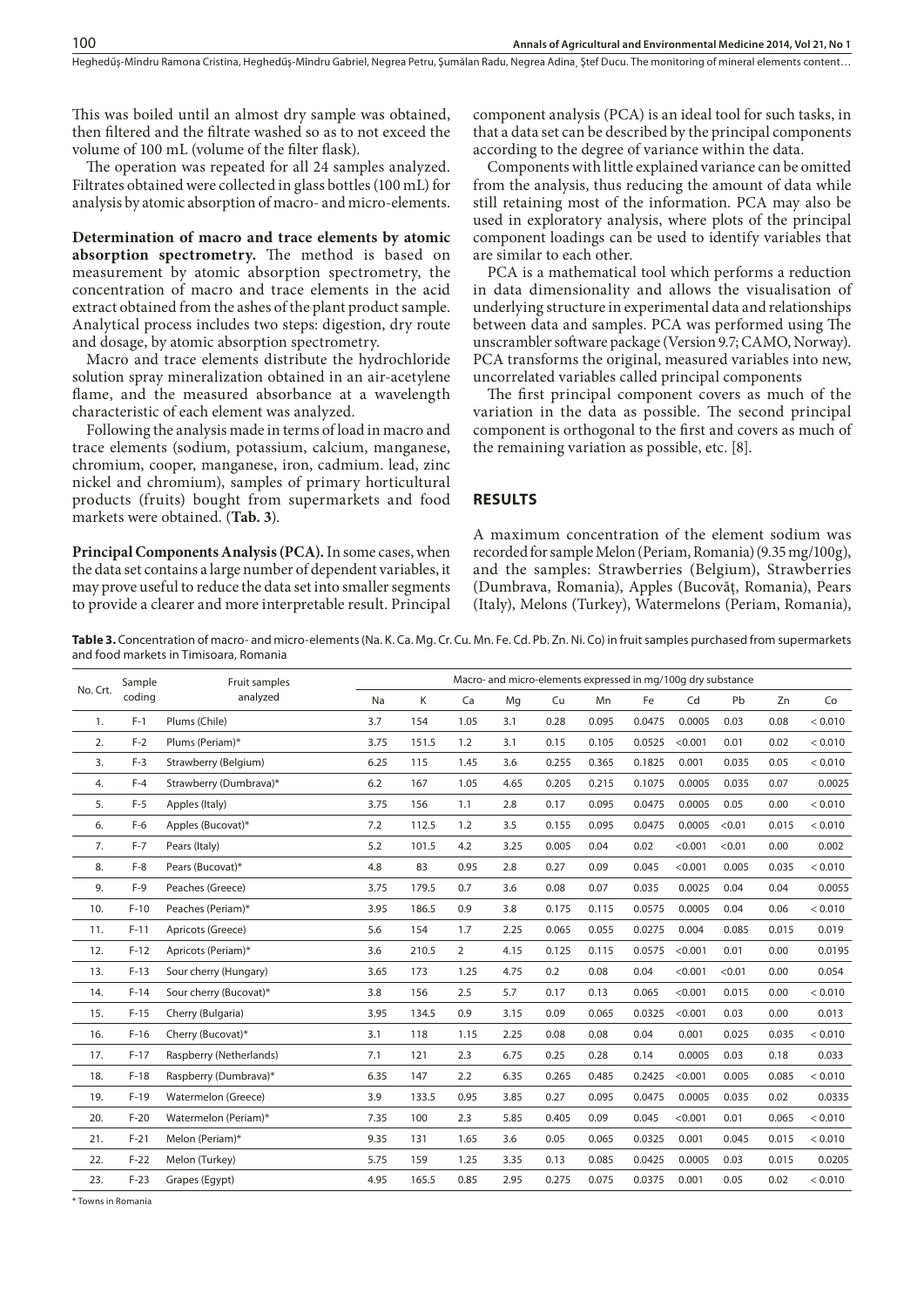This was boiled until an almost dry sample was obtained, then filtered and the filtrate washed so as to not exceed the volume of 100 mL (volume of the filter flask).

The operation was repeated for all 24 samples analyzed. Filtrates obtained were collected in glass bottles (100 mL) for analysis by atomic absorption of macro- and micro-elements.

**Determination of macro and trace elements by atomic absorption spectrometry.** The method is based on measurement by atomic absorption spectrometry, the concentration of macro and trace elements in the acid extract obtained from the ashes of the plant product sample. Analytical process includes two steps: digestion, dry route and dosage, by atomic absorption spectrometry.

Macro and trace elements distribute the hydrochloride solution spray mineralization obtained in an air-acetylene flame, and the measured absorbance at a wavelength characteristic of each element was analyzed.

Following the analysis made in terms of load in macro and trace elements (sodium, potassium, calcium, manganese, chromium, cooper, manganese, iron, cadmium. lead, zinc nickel and chromium), samples of primary horticultural products (fruits) bought from supermarkets and food markets were obtained. (**Tab. 3**).

**Principal Components Analysis (PCA).** In some cases, when the data set contains a large number of dependent variables, it may prove useful to reduce the data set into smaller segments to provide a clearer and more interpretable result. Principal component analysis (PCA) is an ideal tool for such tasks, in that a data set can be described by the principal components according to the degree of variance within the data.

Components with little explained variance can be omitted from the analysis, thus reducing the amount of data while still retaining most of the information. PCA may also be used in exploratory analysis, where plots of the principal component loadings can be used to identify variables that are similar to each other.

PCA is a mathematical tool which performs a reduction in data dimensionality and allows the visualisation of underlying structure in experimental data and relationships between data and samples. PCA was performed using The unscrambler software package (Version 9.7; CAMO, Norway). PCA transforms the original, measured variables into new, uncorrelated variables called principal components

The first principal component covers as much of the variation in the data as possible. The second principal component is orthogonal to the first and covers as much of the remaining variation as possible, etc. [8].

## RESULTS

A maximum concentration of the element sodium was recorded for sample Melon (Periam, Romania) (9.35 mg/100g), and the samples: Strawberries (Belgium), Strawberries (Dumbrava, Romania), Apples (Bucovăţ, Romania), Pears (Italy), Melons (Turkey), Watermelons (Periam, Romania),

**Table 3.** Concentration of macro- and micro-elements (Na. K. Ca. Mg. Cr. Cu. Mn. Fe. Cd. Pb. Zn. Ni. Co) in fruit samples purchased from supermarkets and food markets in Timisoara, Romania

| No. Crt. | Sample coding | Fruit samples analyzed | Macro- and micro-elements expressed in mg/100g dry substance | | | | | | | | | | |
|---|---|---|---|---|---|---|---|---|---|---|---|---|---|
| | | | Na | K | Ca | Mg | Cu | Mn | Fe | Cd | Pb | Zn | Co |
| 1. | F-1 | Plums (Chile) | 3.7 | 154 | 1.05 | 3.1 | 0.28 | 0.095 | 0.0475 | 0.0005 | 0.03 | 0.08 | < 0.010 |
| 2. | F-2 | Plums (Periam)* | 3.75 | 151.5 | 1.2 | 3.1 | 0.15 | 0.105 | 0.0525 | <0.001 | 0.01 | 0.02 | < 0.010 |
| 3. | F-3 | Strawberry (Belgium) | 6.25 | 115 | 1.45 | 3.6 | 0.255 | 0.365 | 0.1825 | 0.001 | 0.035 | 0.05 | < 0.010 |
| 4. | F-4 | Strawberry (Dumbrava)* | 6.2 | 167 | 1.05 | 4.65 | 0.205 | 0.215 | 0.1075 | 0.0005 | 0.035 | 0.07 | 0.0025 |
| 5. | F-5 | Apples (Italy) | 3.75 | 156 | 1.1 | 2.8 | 0.17 | 0.095 | 0.0475 | 0.0005 | 0.05 | 0.00 | < 0.010 |
| 6. | F-6 | Apples (Bucovat)* | 7.2 | 112.5 | 1.2 | 3.5 | 0.155 | 0.095 | 0.0475 | 0.0005 | <0.01 | 0.015 | < 0.010 |
| 7. | F-7 | Pears (Italy) | 5.2 | 101.5 | 4.2 | 3.25 | 0.005 | 0.04 | 0.02 | <0.001 | <0.01 | 0.00 | 0.002 |
| 8. | F-8 | Pears (Bucovat)* | 4.8 | 83 | 0.95 | 2.8 | 0.27 | 0.09 | 0.045 | <0.001 | 0.005 | 0.035 | < 0.010 |
| 9. | F-9 | Peaches (Greece) | 3.75 | 179.5 | 0.7 | 3.6 | 0.08 | 0.07 | 0.035 | 0.0025 | 0.04 | 0.04 | 0.0055 |
| 10. | F-10 | Peaches (Periam)* | 3.95 | 186.5 | 0.9 | 3.8 | 0.175 | 0.115 | 0.0575 | 0.0005 | 0.04 | 0.06 | < 0.010 |
| 11. | F-11 | Apricots (Greece) | 5.6 | 154 | 1.7 | 2.25 | 0.065 | 0.055 | 0.0275 | 0.004 | 0.085 | 0.015 | 0.019 |
| 12. | F-12 | Apricots (Periam)* | 3.6 | 210.5 | 2 | 4.15 | 0.125 | 0.115 | 0.0575 | <0.001 | 0.01 | 0.00 | 0.0195 |
| 13. | F-13 | Sour cherry (Hungary) | 3.65 | 173 | 1.25 | 4.75 | 0.2 | 0.08 | 0.04 | <0.001 | <0.01 | 0.00 | 0.054 |
| 14. | F-14 | Sour cherry (Bucovat)* | 3.8 | 156 | 2.5 | 5.7 | 0.17 | 0.13 | 0.065 | <0.001 | 0.015 | 0.00 | < 0.010 |
| 15. | F-15 | Cherry (Bulgaria) | 3.95 | 134.5 | 0.9 | 3.15 | 0.09 | 0.065 | 0.0325 | <0.001 | 0.03 | 0.00 | 0.013 |
| 16. | F-16 | Cherry (Bucovat)* | 3.1 | 118 | 1.15 | 2.25 | 0.08 | 0.08 | 0.04 | 0.001 | 0.025 | 0.035 | < 0.010 |
| 17. | F-17 | Raspberry (Netherlands) | 7.1 | 121 | 2.3 | 6.75 | 0.25 | 0.28 | 0.14 | 0.0005 | 0.03 | 0.18 | 0.033 |
| 18. | F-18 | Raspberry (Dumbrava)* | 6.35 | 147 | 2.2 | 6.35 | 0.265 | 0.485 | 0.2425 | <0.001 | 0.005 | 0.085 | < 0.010 |
| 19. | F-19 | Watermelon (Greece) | 3.9 | 133.5 | 0.95 | 3.85 | 0.27 | 0.095 | 0.0475 | 0.0005 | 0.035 | 0.02 | 0.0335 |
| 20. | F-20 | Watermelon (Periam)* | 7.35 | 100 | 2.3 | 5.85 | 0.405 | 0.09 | 0.045 | <0.001 | 0.01 | 0.065 | < 0.010 |
| 21. | F-21 | Melon (Periam)* | 9.35 | 131 | 1.65 | 3.6 | 0.05 | 0.065 | 0.0325 | 0.001 | 0.045 | 0.015 | < 0.010 |
| 22. | F-22 | Melon (Turkey) | 5.75 | 159 | 1.25 | 3.35 | 0.13 | 0.085 | 0.0425 | 0.0005 | 0.03 | 0.015 | 0.0205 |
| 23. | F-23 | Grapes (Egypt) | 4.95 | 165.5 | 0.85 | 2.95 | 0.275 | 0.075 | 0.0375 | 0.001 | 0.05 | 0.02 | < 0.010 |

\* Towns in Romania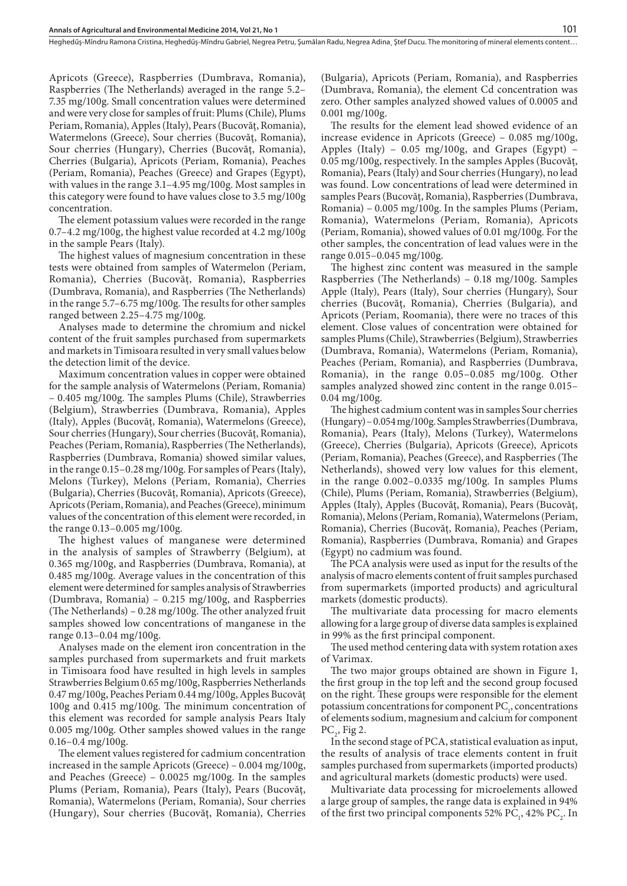Apricots (Greece), Raspberries (Dumbrava, Romania), Raspberries (The Netherlands) averaged in the range 5.2–7.35 mg/100g. Small concentration values were determined and were very close for samples of fruit: Plums (Chile), Plums Periam, Romania), Apples (Italy), Pears (Bucovăț, Romania), Watermelons (Greece), Sour cherries (Bucovăț, Romania), Sour cherries (Hungary), Cherries (Bucovăț, Romania), Cherries (Bulgaria), Apricots (Periam, Romania), Peaches (Periam, Romania), Peaches (Greece) and Grapes (Egypt), with values in the range 3.1–4.95 mg/100g. Most samples in this category were found to have values close to 3.5 mg/100g concentration.

The element potassium values were recorded in the range 0.7–4.2 mg/100g, the highest value recorded at 4.2 mg/100g in the sample Pears (Italy).

The highest values of magnesium concentration in these tests were obtained from samples of Watermelon (Periam, Romania), Cherries (Bucovăț, Romania), Raspberries (Dumbrava, Romania), and Raspberries (The Netherlands) in the range 5.7–6.75 mg/100g. The results for other samples ranged between 2.25–4.75 mg/100g.

Analyses made to determine the chromium and nickel content of the fruit samples purchased from supermarkets and markets in Timisoara resulted in very small values below the detection limit of the device.

Maximum concentration values in copper were obtained for the sample analysis of Watermelons (Periam, Romania) – 0.405 mg/100g. The samples Plums (Chile), Strawberries (Belgium), Strawberries (Dumbrava, Romania), Apples (Italy), Apples (Bucovăț, Romania), Watermelons (Greece), Sour cherries (Hungary), Sour cherries (Bucovăț, Romania), Peaches (Periam, Romania), Raspberries (The Netherlands), Raspberries (Dumbrava, Romania) showed similar values, in the range 0.15–0.28 mg/100g. For samples of Pears (Italy), Melons (Turkey), Melons (Periam, Romania), Cherries (Bulgaria), Cherries (Bucovăț, Romania), Apricots (Greece), Apricots (Periam, Romania), and Peaches (Greece), minimum values of the concentration of this element were recorded, in the range 0.13–0.005 mg/100g.

The highest values of manganese were determined in the analysis of samples of Strawberry (Belgium), at 0.365 mg/100g, and Raspberries (Dumbrava, Romania), at 0.485 mg/100g. Average values in the concentration of this element were determined for samples analysis of Strawberries (Dumbrava, Romania) – 0.215 mg/100g, and Raspberries (The Netherlands) – 0.28 mg/100g. The other analyzed fruit samples showed low concentrations of manganese in the range 0.13–0.04 mg/100g.

Analyses made on the element iron concentration in the samples purchased from supermarkets and fruit markets in Timisoara food have resulted in high levels in samples Strawberries Belgium 0.65 mg/100g, Raspberries Netherlands 0.47 mg/100g, Peaches Periam 0.44 mg/100g, Apples Bucovăț 100g and 0.415 mg/100g. The minimum concentration of this element was recorded for sample analysis Pears Italy 0.005 mg/100g. Other samples showed values in the range 0.16–0.4 mg/100g.

The element values registered for cadmium concentration increased in the sample Apricots (Greece) – 0.004 mg/100g, and Peaches (Greece) – 0.0025 mg/100g. In the samples Plums (Periam, Romania), Pears (Italy), Pears (Bucovăț, Romania), Watermelons (Periam, Romania), Sour cherries (Hungary), Sour cherries (Bucovăț, Romania), Cherries (Bulgaria), Apricots (Periam, Romania), and Raspberries (Dumbrava, Romania), the element Cd concentration was zero. Other samples analyzed showed values of 0.0005 and 0.001 mg/100g.

The results for the element lead showed evidence of an increase evidence in Apricots (Greece) – 0.085 mg/100g, Apples (Italy) – 0.05 mg/100g, and Grapes (Egypt) – 0.05 mg/100g, respectively. In the samples Apples (Bucovăț, Romania), Pears (Italy) and Sour cherries (Hungary), no lead was found. Low concentrations of lead were determined in samples Pears (Bucovăț, Romania), Raspberries (Dumbrava, Romania) – 0.005 mg/100g. In the samples Plums (Periam, Romania), Watermelons (Periam, Romania), Apricots (Periam, Romania), showed values of 0.01 mg/100g. For the other samples, the concentration of lead values were in the range 0.015–0.045 mg/100g.

The highest zinc content was measured in the sample Raspberries (The Netherlands) – 0.18 mg/100g. Samples Apple (Italy), Pears (Italy), Sour cherries (Hungary), Sour cherries (Bucovăț, Romania), Cherries (Bulgaria), and Apricots (Periam, Roomania), there were no traces of this element. Close values of concentration were obtained for samples Plums (Chile), Strawberries (Belgium), Strawberries (Dumbrava, Romania), Watermelons (Periam, Romania), Peaches (Periam, Romania), and Raspberries (Dumbrava, Romania), in the range 0.05–0.085 mg/100g. Other samples analyzed showed zinc content in the range 0.015–0.04 mg/100g.

The highest cadmium content was in samples Sour cherries (Hungary) – 0.054 mg/100g. Samples Strawberries (Dumbrava, Romania), Pears (Italy), Melons (Turkey), Watermelons (Greece), Cherries (Bulgaria), Apricots (Greece), Apricots (Periam, Romania), Peaches (Greece), and Raspberries (The Netherlands), showed very low values for this element, in the range 0.002–0.0335 mg/100g. In samples Plums (Chile), Plums (Periam, Romania), Strawberries (Belgium), Apples (Italy), Apples (Bucovăț, Romania), Pears (Bucovăț, Romania), Melons (Periam, Romania), Watermelons (Periam, Romania), Cherries (Bucovăț, Romania), Peaches (Periam, Romania), Raspberries (Dumbrava, Romania) and Grapes (Egypt) no cadmium was found.

The PCA analysis were used as input for the results of the analysis of macro elements content of fruit samples purchased from supermarkets (imported products) and agricultural markets (domestic products).

The multivariate data processing for macro elements allowing for a large group of diverse data samples is explained in 99% as the first principal component.

The used method centering data with system rotation axes of Varimax.

The two major groups obtained are shown in Figure 1, the first group in the top left and the second group focused on the right. These groups were responsible for the element potassium concentrations for component $PC_1$, concentrations of elements sodium, magnesium and calcium for component $PC_2$, Fig 2.

In the second stage of PCA, statistical evaluation as input, the results of analysis of trace elements content in fruit samples purchased from supermarkets (imported products) and agricultural markets (domestic products) were used.

Multivariate data processing for microelements allowed a large group of samples, the range data is explained in 94% of the first two principal components 52% $PC_1$, 42% $PC_2$. In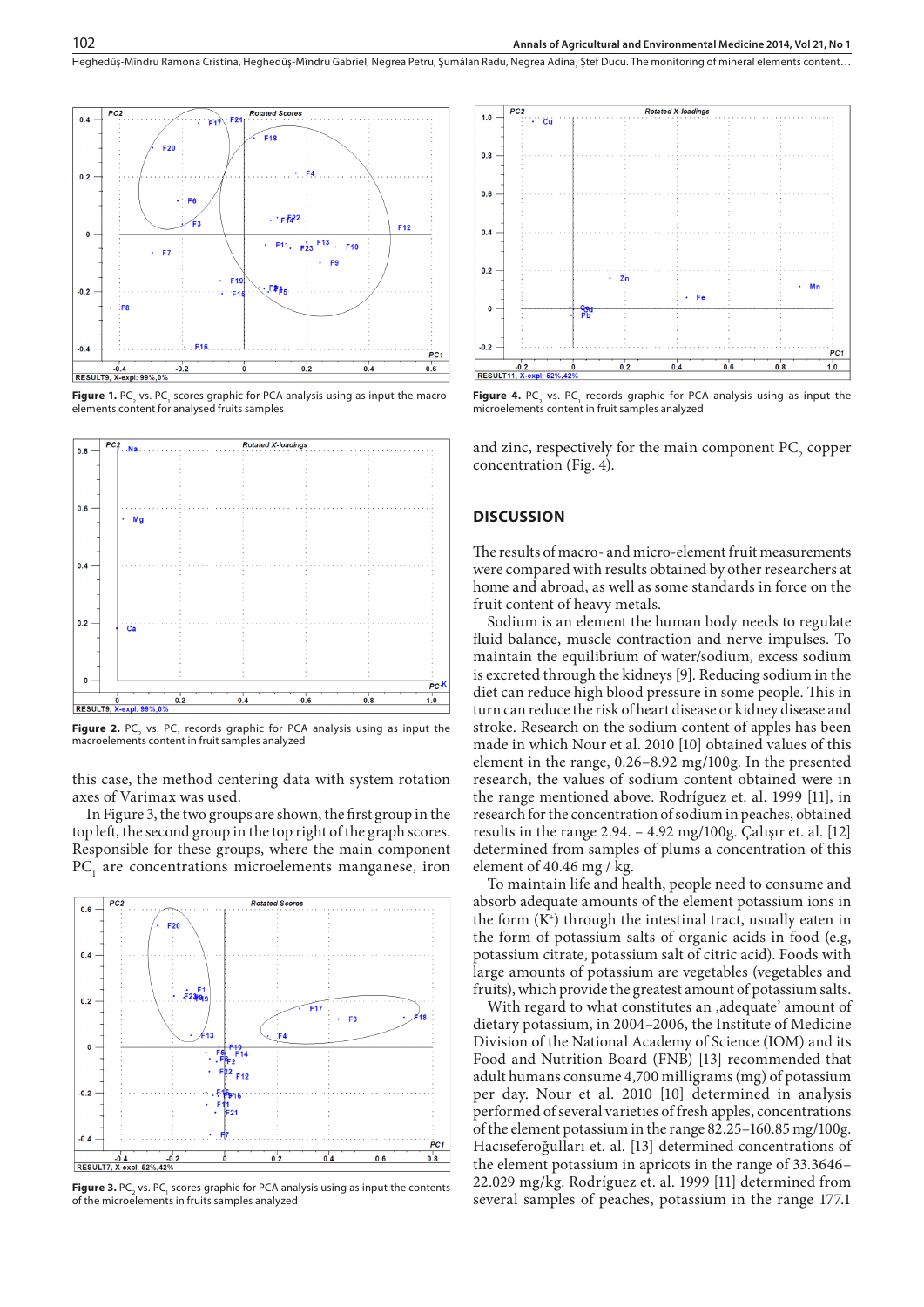**Figure 1.** $PC_2$ vs. $PC_1$ scores graphic for PCA analysis using as input the macro-elements content for analysed fruits samples

**Figure 2.** $PC_2$ vs. $PC_1$ records graphic for PCA analysis using as input the macroelements content in fruit samples analyzed

this case, the method centering data with system rotation axes of Varimax was used.

In Figure 3, the two groups are shown, the first group in the top left, the second group in the top right of the graph scores. Responsible for these groups, where the main component $PC_1$ are concentrations microelements manganese, iron

**Figure 3.** $PC_2$ vs. $PC_1$ scores graphic for PCA analysis using as input the contents of the microelements in fruits samples analyzed

**Figure 4.** $PC_2$ vs. $PC_1$ records graphic for PCA analysis using as input the microelements content in fruit samples analyzed

and zinc, respectively for the main component $PC_2$ copper concentration (Fig. 4).

## DISCUSSION

The results of macro- and micro-element fruit measurements were compared with results obtained by other researchers at home and abroad, as well as some standards in force on the fruit content of heavy metals.

Sodium is an element the human body needs to regulate fluid balance, muscle contraction and nerve impulses. To maintain the equilibrium of water/sodium, excess sodium is excreted through the kidneys [9]. Reducing sodium in the diet can reduce high blood pressure in some people. This in turn can reduce the risk of heart disease or kidney disease and stroke. Research on the sodium content of apples has been made in which Nour et al. 2010 [10] obtained values of this element in the range, 0.26–8.92 mg/100g. In the presented research, the values of sodium content obtained were in the range mentioned above. Rodríguez et. al. 1999 [11], in research for the concentration of sodium in peaches, obtained results in the range 2.94. – 4.92 mg/100g. Çalışır et. al. [12] determined from samples of plums a concentration of this element of 40.46 mg / kg.

To maintain life and health, people need to consume and absorb adequate amounts of the element potassium ions in the form ($K^+$) through the intestinal tract, usually eaten in the form of potassium salts of organic acids in food (e.g, potassium citrate, potassium salt of citric acid). Foods with large amounts of potassium are vegetables (vegetables and fruits), which provide the greatest amount of potassium salts.

With regard to what constitutes an ‚adequate' amount of dietary potassium, in 2004–2006, the Institute of Medicine Division of the National Academy of Science (IOM) and its Food and Nutrition Board (FNB) [13] recommended that adult humans consume 4,700 milligrams (mg) of potassium per day. Nour et al. 2010 [10] determined in analysis performed of several varieties of fresh apples, concentrations of the element potassium in the range 82.25–160.85 mg/100g. Hacıseferoğulları et. al. [13] determined concentrations of the element potassium in apricots in the range of 33.3646–22.029 mg/kg. Rodríguez et. al. 1999 [11] determined from several samples of peaches, potassium in the range 177.1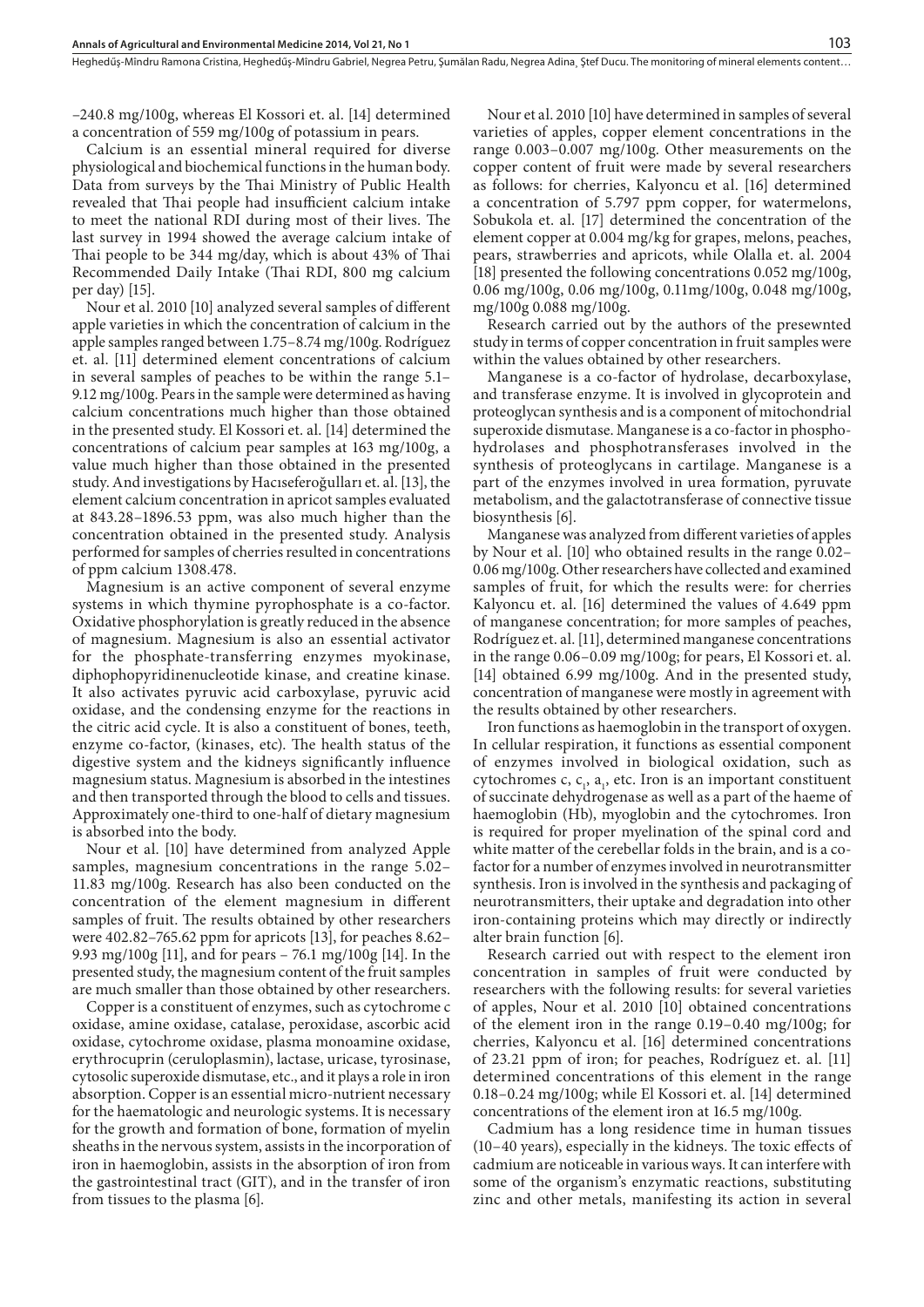–240.8 mg/100g, whereas El Kossori et. al. [14] determined a concentration of 559 mg/100g of potassium in pears.

Calcium is an essential mineral required for diverse physiological and biochemical functions in the human body. Data from surveys by the Thai Ministry of Public Health revealed that Thai people had insufficient calcium intake to meet the national RDI during most of their lives. The last survey in 1994 showed the average calcium intake of Thai people to be 344 mg/day, which is about 43% of Thai Recommended Daily Intake (Thai RDI, 800 mg calcium per day) [15].

Nour et al. 2010 [10] analyzed several samples of different apple varieties in which the concentration of calcium in the apple samples ranged between 1.75–8.74 mg/100g. Rodríguez et. al. [11] determined element concentrations of calcium in several samples of peaches to be within the range 5.1–9.12 mg/100g. Pears in the sample were determined as having calcium concentrations much higher than those obtained in the presented study. El Kossori et. al. [14] determined the concentrations of calcium pear samples at 163 mg/100g, a value much higher than those obtained in the presented study. And investigations by Hacıseferoğulları et. al. [13], the element calcium concentration in apricot samples evaluated at 843.28–1896.53 ppm, was also much higher than the concentration obtained in the presented study. Analysis performed for samples of cherries resulted in concentrations of ppm calcium 1308.478.

Magnesium is an active component of several enzyme systems in which thymine pyrophosphate is a co-factor. Oxidative phosphorylation is greatly reduced in the absence of magnesium. Magnesium is also an essential activator for the phosphate-transferring enzymes myokinase, diphophopyridinenucleotide kinase, and creatine kinase. It also activates pyruvic acid carboxylase, pyruvic acid oxidase, and the condensing enzyme for the reactions in the citric acid cycle. It is also a constituent of bones, teeth, enzyme co-factor, (kinases, etc). The health status of the digestive system and the kidneys significantly influence magnesium status. Magnesium is absorbed in the intestines and then transported through the blood to cells and tissues. Approximately one-third to one-half of dietary magnesium is absorbed into the body.

Nour et al. [10] have determined from analyzed Apple samples, magnesium concentrations in the range 5.02–11.83 mg/100g. Research has also been conducted on the concentration of the element magnesium in different samples of fruit. The results obtained by other researchers were 402.82–765.62 ppm for apricots [13], for peaches 8.62–9.93 mg/100g [11], and for pears – 76.1 mg/100g [14]. In the presented study, the magnesium content of the fruit samples are much smaller than those obtained by other researchers.

Copper is a constituent of enzymes, such as cytochrome c oxidase, amine oxidase, catalase, peroxidase, ascorbic acid oxidase, cytochrome oxidase, plasma monoamine oxidase, erythrocuprin (ceruloplasmin), lactase, uricase, tyrosinase, cytosolic superoxide dismutase, etc., and it plays a role in iron absorption. Copper is an essential micro-nutrient necessary for the haematologic and neurologic systems. It is necessary for the growth and formation of bone, formation of myelin sheaths in the nervous system, assists in the incorporation of iron in haemoglobin, assists in the absorption of iron from the gastrointestinal tract (GIT), and in the transfer of iron from tissues to the plasma [6].

Nour et al. 2010 [10] have determined in samples of several varieties of apples, copper element concentrations in the range 0.003–0.007 mg/100g. Other measurements on the copper content of fruit were made by several researchers as follows: for cherries, Kalyoncu et al. [16] determined a concentration of 5.797 ppm copper, for watermelons, Sobukola et. al. [17] determined the concentration of the element copper at 0.004 mg/kg for grapes, melons, peaches, pears, strawberries and apricots, while Olalla et. al. 2004 [18] presented the following concentrations 0.052 mg/100g, 0.06 mg/100g, 0.06 mg/100g, 0.11mg/100g, 0.048 mg/100g, mg/100g 0.088 mg/100g.

Research carried out by the authors of the presewnted study in terms of copper concentration in fruit samples were within the values obtained by other researchers.

Manganese is a co-factor of hydrolase, decarboxylase, and transferase enzyme. It is involved in glycoprotein and proteoglycan synthesis and is a component of mitochondrial superoxide dismutase. Manganese is a co-factor in phosphohydrolases and phosphotransferases involved in the synthesis of proteoglycans in cartilage. Manganese is a part of the enzymes involved in urea formation, pyruvate metabolism, and the galactotransferase of connective tissue biosynthesis [6].

Manganese was analyzed from different varieties of apples by Nour et al. [10] who obtained results in the range 0.02–0.06 mg/100g. Other researchers have collected and examined samples of fruit, for which the results were: for cherries Kalyoncu et. al. [16] determined the values of 4.649 ppm of manganese concentration; for more samples of peaches, Rodríguez et. al. [11], determined manganese concentrations in the range 0.06–0.09 mg/100g; for pears, El Kossori et. al. [14] obtained 6.99 mg/100g. And in the presented study, concentration of manganese were mostly in agreement with the results obtained by other researchers.

Iron functions as haemoglobin in the transport of oxygen. In cellular respiration, it functions as essential component of enzymes involved in biological oxidation, such as cytochromes c, $c_1$, $a_1$, etc. Iron is an important constituent of succinate dehydrogenase as well as a part of the haeme of haemoglobin (Hb), myoglobin and the cytochromes. Iron is required for proper myelination of the spinal cord and white matter of the cerebellar folds in the brain, and is a co-factor for a number of enzymes involved in neurotransmitter synthesis. Iron is involved in the synthesis and packaging of neurotransmitters, their uptake and degradation into other iron-containing proteins which may directly or indirectly alter brain function [6].

Research carried out with respect to the element iron concentration in samples of fruit were conducted by researchers with the following results: for several varieties of apples, Nour et al. 2010 [10] obtained concentrations of the element iron in the range 0.19–0.40 mg/100g; for cherries, Kalyoncu et al. [16] determined concentrations of 23.21 ppm of iron; for peaches, Rodríguez et. al. [11] determined concentrations of this element in the range 0.18–0.24 mg/100g; while El Kossori et. al. [14] determined concentrations of the element iron at 16.5 mg/100g.

Cadmium has a long residence time in human tissues (10–40 years), especially in the kidneys. The toxic effects of cadmium are noticeable in various ways. It can interfere with some of the organism's enzymatic reactions, substituting zinc and other metals, manifesting its action in several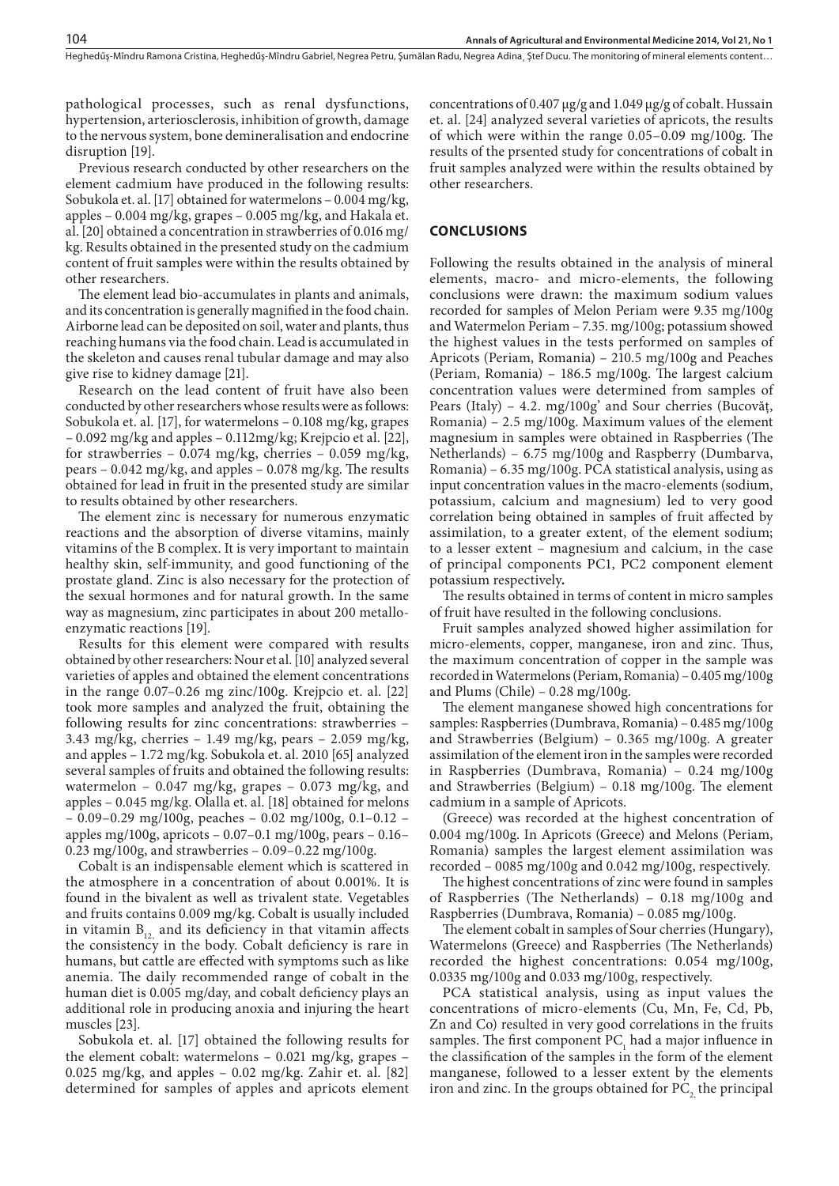pathological processes, such as renal dysfunctions, hypertension, arteriosclerosis, inhibition of growth, damage to the nervous system, bone demineralisation and endocrine disruption [19].

Previous research conducted by other researchers on the element cadmium have produced in the following results: Sobukola et. al. [17] obtained for watermelons – 0.004 mg/kg, apples – 0.004 mg/kg, grapes – 0.005 mg/kg, and Hakala et. al. [20] obtained a concentration in strawberries of 0.016 mg/kg. Results obtained in the presented study on the cadmium content of fruit samples were within the results obtained by other researchers.

The element lead bio-accumulates in plants and animals, and its concentration is generally magnified in the food chain. Airborne lead can be deposited on soil, water and plants, thus reaching humans via the food chain. Lead is accumulated in the skeleton and causes renal tubular damage and may also give rise to kidney damage [21].

Research on the lead content of fruit have also been conducted by other researchers whose results were as follows: Sobukola et. al. [17], for watermelons – 0.108 mg/kg, grapes – 0.092 mg/kg and apples – 0.112mg/kg; Krejpcio et al. [22], for strawberries – 0.074 mg/kg, cherries – 0.059 mg/kg, pears – 0.042 mg/kg, and apples – 0.078 mg/kg. The results obtained for lead in fruit in the presented study are similar to results obtained by other researchers.

The element zinc is necessary for numerous enzymatic reactions and the absorption of diverse vitamins, mainly vitamins of the B complex. It is very important to maintain healthy skin, self-immunity, and good functioning of the prostate gland. Zinc is also necessary for the protection of the sexual hormones and for natural growth. In the same way as magnesium, zinc participates in about 200 metallo-enzymatic reactions [19].

Results for this element were compared with results obtained by other researchers: Nour et al. [10] analyzed several varieties of apples and obtained the element concentrations in the range 0.07–0.26 mg zinc/100g. Krejpcio et. al. [22] took more samples and analyzed the fruit, obtaining the following results for zinc concentrations: strawberries – 3.43 mg/kg, cherries – 1.49 mg/kg, pears – 2.059 mg/kg, and apples – 1.72 mg/kg. Sobukola et. al. 2010 [65] analyzed several samples of fruits and obtained the following results: watermelon – 0.047 mg/kg, grapes – 0.073 mg/kg, and apples – 0.045 mg/kg. Olalla et. al. [18] obtained for melons – 0.09–0.29 mg/100g, peaches – 0.02 mg/100g, 0.1–0.12 – apples mg/100g, apricots – 0.07–0.1 mg/100g, pears – 0.16–0.23 mg/100g, and strawberries – 0.09–0.22 mg/100g.

Cobalt is an indispensable element which is scattered in the atmosphere in a concentration of about 0.001%. It is found in the bivalent as well as trivalent state. Vegetables and fruits contains 0.009 mg/kg. Cobalt is usually included in vitamin $B_{12}$ and its deficiency in that vitamin affects the consistency in the body. Cobalt deficiency is rare in humans, but cattle are effected with symptoms such as like anemia. The daily recommended range of cobalt in the human diet is 0.005 mg/day, and cobalt deficiency plays an additional role in producing anoxia and injuring the heart muscles [23].

Sobukola et. al. [17] obtained the following results for the element cobalt: watermelons – 0.021 mg/kg, grapes – 0.025 mg/kg, and apples – 0.02 mg/kg. Zahir et. al. [82] determined for samples of apples and apricots element concentrations of 0.407 µg/g and 1.049 µg/g of cobalt. Hussain et. al. [24] analyzed several varieties of apricots, the results of which were within the range 0.05–0.09 mg/100g. The results of the prsented study for concentrations of cobalt in fruit samples analyzed were within the results obtained by other researchers.

## CONCLUSIONS

Following the results obtained in the analysis of mineral elements, macro- and micro-elements, the following conclusions were drawn: the maximum sodium values recorded for samples of Melon Periam were 9.35 mg/100g and Watermelon Periam – 7.35. mg/100g; potassium showed the highest values in the tests performed on samples of Apricots (Periam, Romania) – 210.5 mg/100g and Peaches (Periam, Romania) – 186.5 mg/100g. The largest calcium concentration values were determined from samples of Pears (Italy) – 4.2. mg/100g' and Sour cherries (Bucovăţ, Romania) – 2.5 mg/100g. Maximum values of the element magnesium in samples were obtained in Raspberries (The Netherlands) – 6.75 mg/100g and Raspberry (Dumbarva, Romania) – 6.35 mg/100g. PCA statistical analysis, using as input concentration values in the macro-elements (sodium, potassium, calcium and magnesium) led to very good correlation being obtained in samples of fruit affected by assimilation, to a greater extent, of the element sodium; to a lesser extent – magnesium and calcium, in the case of principal components PC1, PC2 component element potassium respectively**.**

The results obtained in terms of content in micro samples of fruit have resulted in the following conclusions.

Fruit samples analyzed showed higher assimilation for micro-elements, copper, manganese, iron and zinc. Thus, the maximum concentration of copper in the sample was recorded in Watermelons (Periam, Romania) – 0.405 mg/100g and Plums (Chile) – 0.28 mg/100g.

The element manganese showed high concentrations for samples: Raspberries (Dumbrava, Romania) – 0.485 mg/100g and Strawberries (Belgium) – 0.365 mg/100g. A greater assimilation of the element iron in the samples were recorded in Raspberries (Dumbrava, Romania) – 0.24 mg/100g and Strawberries (Belgium) – 0.18 mg/100g. The element cadmium in a sample of Apricots.

(Greece) was recorded at the highest concentration of 0.004 mg/100g. In Apricots (Greece) and Melons (Periam, Romania) samples the largest element assimilation was recorded – 0085 mg/100g and 0.042 mg/100g, respectively.

The highest concentrations of zinc were found in samples of Raspberries (The Netherlands) – 0.18 mg/100g and Raspberries (Dumbrava, Romania) – 0.085 mg/100g.

The element cobalt in samples of Sour cherries (Hungary), Watermelons (Greece) and Raspberries (The Netherlands) recorded the highest concentrations: 0.054 mg/100g, 0.0335 mg/100g and 0.033 mg/100g, respectively.

PCA statistical analysis, using as input values the concentrations of micro-elements (Cu, Mn, Fe, Cd, Pb, Zn and Co) resulted in very good correlations in the fruits samples. The first component $PC_1$ had a major influence in the classification of the samples in the form of the element manganese, followed to a lesser extent by the elements iron and zinc. In the groups obtained for $PC_2$ the principal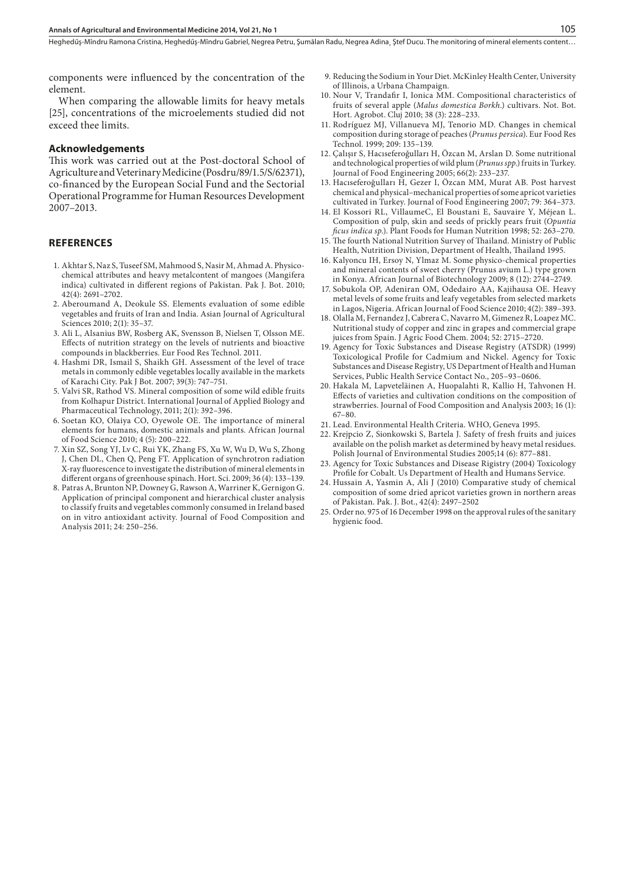components were influenced by the concentration of the element.

When comparing the allowable limits for heavy metals [25], concentrations of the microelements studied did not exceed thee limits.

### Acknowledgements

This work was carried out at the Post-doctoral School of Agriculture and Veterinary Medicine (Posdru/89/1.5/S/62371), co-financed by the European Social Fund and the Sectorial Operational Programme for Human Resources Development 2007–2013.

## REFERENCES

1. Akhtar S, Naz S, Tuseef SM, Mahmood S, Nasir M, Ahmad A. Physico-chemical attributes and heavy metalcontent of mangoes (Mangifera indica) cultivated in different regions of Pakistan. Pak J. Bot. 2010; 42(4): 2691–2702.
2. Aberoumand A, Deokule SS. Elements evaluation of some edible vegetables and fruits of Iran and India. Asian Journal of Agricultural Sciences 2010; 2(1): 35–37.
3. Ali L, Alsanius BW, Rosberg AK, Svensson B, Nielsen T, Olsson ME. Effects of nutrition strategy on the levels of nutrients and bioactive compounds in blackberries. Eur Food Res Technol. 2011.
4. Hashmi DR, Ismail S, Shaikh GH. Assessment of the level of trace metals in commonly edible vegetables locally available in the markets of Karachi City. Pak J Bot. 2007; 39(3): 747–751.
5. Valvi SR, Rathod VS. Mineral composition of some wild edible fruits from Kolhapur District. International Journal of Applied Biology and Pharmaceutical Technology, 2011; 2(1): 392–396.
6. Soetan KO, Olaiya CO, Oyewole OE. The importance of mineral elements for humans, domestic animals and plants. African Journal of Food Science 2010; 4 (5): 200–222.
7. Xin SZ, Song YJ, Lv C, Rui YK, Zhang FS, Xu W, Wu D, Wu S, Zhong J, Chen DL, Chen Q, Peng FT. Application of synchrotron radiation X-ray fluorescence to investigate the distribution of mineral elements in different organs of greenhouse spinach. Hort. Sci. 2009; 36 (4): 133–139.
8. Patras A, Brunton NP, Downey G, Rawson A, Warriner K, Gernigon G. Application of principal component and hierarchical cluster analysis to classify fruits and vegetables commonly consumed in Ireland based on in vitro antioxidant activity. Journal of Food Composition and Analysis 2011; 24: 250–256.
9. Reducing the Sodium in Your Diet. McKinley Health Center, University of Illinois, a Urbana Champaign.
10. Nour V, Trandafir I, Ionica MM. Compositional characteristics of fruits of several apple (*Malus domestica Borkh*.) cultivars. Not. Bot. Hort. Agrobot. Cluj 2010; 38 (3): 228–233.
11. Rodríguez MJ, Villanueva MJ, Tenorio MD. Changes in chemical composition during storage of peaches (*Prunus persica*). Eur Food Res Technol. 1999; 209: 135–139.
12. Çalışır S, Hacıseferoğulları H, Özcan M, Arslan D. Some nutritional and technological properties of wild plum (*Prunus spp*.) fruits in Turkey. Journal of Food Engineering 2005; 66(2): 233–237.
13. Hacıseferoğulları H, Gezer I, Özcan MM, Murat AB. Post harvest chemical and physical–mechanical properties of some apricot varieties cultivated in Turkey. Journal of Food Engineering 2007; 79: 364–373.
14. El Kossori RL, VillaumeC, El Boustani E, Sauvaire Y, Méjean L. Composition of pulp, skin and seeds of prickly pears fruit (*Opuntia ficus indica sp*.). Plant Foods for Human Nutrition 1998; 52: 263–270.
15. The fourth National Nutrition Survey of Thailand. Ministry of Public Health, Nutrition Division, Department of Health, Thailand 1995.
16. Kalyoncu IH, Ersoy N, Ylmaz M. Some physico-chemical properties and mineral contents of sweet cherry (Prunus avium L.) type grown in Konya. African Journal of Biotechnology 2009; 8 (12): 2744–2749.
17. Sobukola OP, Adeniran OM, Odedairo AA, Kajihausa OE. Heavy metal levels of some fruits and leafy vegetables from selected markets in Lagos, Nigeria. African Journal of Food Science 2010; 4(2): 389–393.
18. Olalla M, Fernandez J, Cabrera C, Navarro M, Gimenez R, Loapez MC. Nutritional study of copper and zinc in grapes and commercial grape juices from Spain. J Agric Food Chem. 2004; 52: 2715–2720.
19. Agency for Toxic Substances and Disease Registry (ATSDR) (1999) Toxicological Profile for Cadmium and Nickel. Agency for Toxic Substances and Disease Registry, US Department of Health and Human Services, Public Health Service Contact No., 205–93–0606.
20. Hakala M, Lapveteläinen A, Huopalahti R, Kallio H, Tahvonen H. Effects of varieties and cultivation conditions on the composition of strawberries. Journal of Food Composition and Analysis 2003; 16 (1): 67–80.
21. Lead. Environmental Health Criteria. WHO, Geneva 1995.
22. Krejpcio Z, Sionkowski S, Bartela J. Safety of fresh fruits and juices available on the polish market as determined by heavy metal residues. Polish Journal of Environmental Studies 2005;14 (6): 877–881.
23. Agency for Toxic Substances and Disease Rigistry (2004) Toxicology Profile for Cobalt. Us Department of Health and Humans Service.
24. Hussain A, Yasmin A, Ali J (2010) Comparative study of chemical composition of some dried apricot varieties grown in northern areas of Pakistan. Pak. J. Bot., 42(4): 2497–2502
25. Order no. 975 of 16 December 1998 on the approval rules of the sanitary hygienic food.